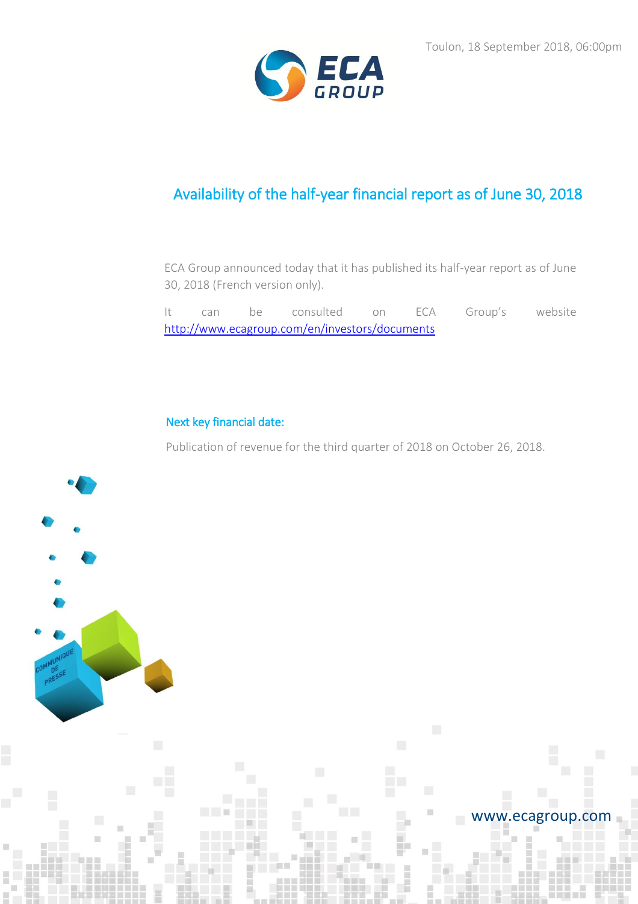Toulon, 18 September 2018, 06:00pm

# Availability of the half-year financial report as of June 30, 2018

ECA Group announced today that it has published its half-year report as of June 30, 2018 (French version only).

It can be consulted on ECA Group's website http://www.ecagroup.com/en/investors/documents

## Next key financial date:

Publication of revenue for the third quarter of 2018 on October 26, 2018.

www.ecagroup.com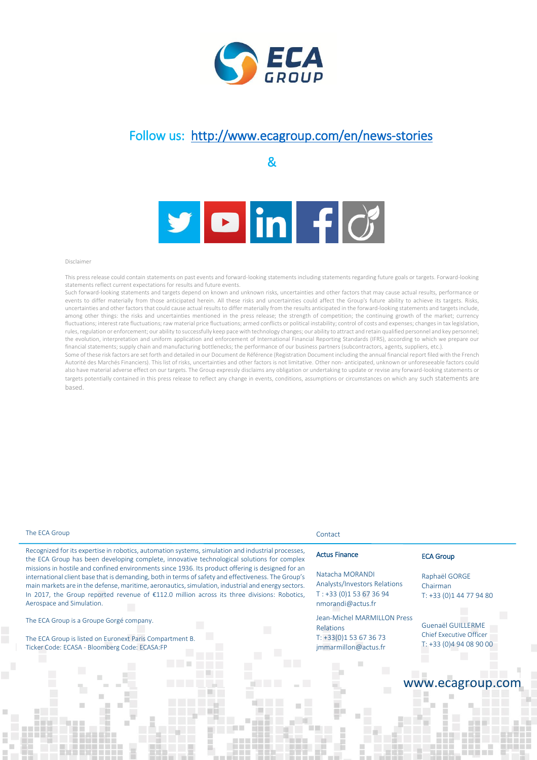Follow us: http://www.ecagroup.com/en/news-stories

&

Disclaimer

This press release could contain statements on past events and forward-looking statements including statements regarding future goals or targets. Forward-looking statements reflect current expectations for results and future events.

Such forward-looking statements and targets depend on known and unknown risks, uncertainties and other factors that may cause actual results, performance or events to differ materially from those anticipated herein. All these risks and uncertainties could affect the Group's future ability to achieve its targets. Risks, uncertainties and other factors that could cause actual results to differ materially from the results anticipated in the forward-looking statements and targets include, among other things: the risks and uncertainties mentioned in the press release; the strength of competition; the continuing growth of the market; currency fluctuations; interest rate fluctuations; raw material price fluctuations; armed conflicts or political instability; control of costs and expenses; changes in tax legislation, rules, regulation or enforcement; our ability to successfully keep pace with technology changes; our ability to attract and retain qualified personnel and key personnel; the evolution, interpretation and uniform application and enforcement of International Financial Reporting Standards (IFRS), according to which we prepare our financial statements; supply chain and manufacturing bottlenecks; the performance of our business partners (subcontractors, agents, suppliers, etc.).

Some of these risk factors are set forth and detailed in our Document de Référence (Registration Document including the annual financial report filed with the French Autorité des Marchés Financiers). This list of risks, uncertainties and other factors is not limitative. Other non- anticipated, unknown or unforeseeable factors could also have material adverse effect on our targets. The Group expressly disclaims any obligation or undertaking to update or revise any forward-looking statements or targets potentially contained in this press release to reflect any change in events, conditions, assumptions or circumstances on which any such statements are based.

### The ECA Group

Recognized for its expertise in robotics, automation systems, simulation and industrial processes, the ECA Group has been developing complete, innovative technological solutions for complex missions in hostile and confined environments since 1936. Its product offering is designed for an international client base that is demanding, both in terms of safety and effectiveness. The Group's main markets are in the defense, maritime, aeronautics, simulation, industrial and energy sectors. In 2017, the Group reported revenue of €112.0 million across its three divisions: Robotics, Aerospace and Simulation.

The ECA Group is a Groupe Gorgé company.

The ECA Group is listed on Euronext Paris Compartment B.
Ticker Code: ECASA - Bloomberg Code: ECASA:FP

### Contact

**Actus Finance**

Natacha MORANDI
Analysts/Investors Relations
T : +33 (0)1 53 67 36 94
nmorandi@actus.fr

Jean-Michel MARMILLON Press Relations
T: +33(0)1 53 67 36 73
jmmarmillon@actus.fr

**ECA Group**

Raphaël GORGE
Chairman
T: +33 (0)1 44 77 94 80

Guenaël GUILLERME
Chief Executive Officer
T: +33 (0)4 94 08 90 00

www.ecagroup.com